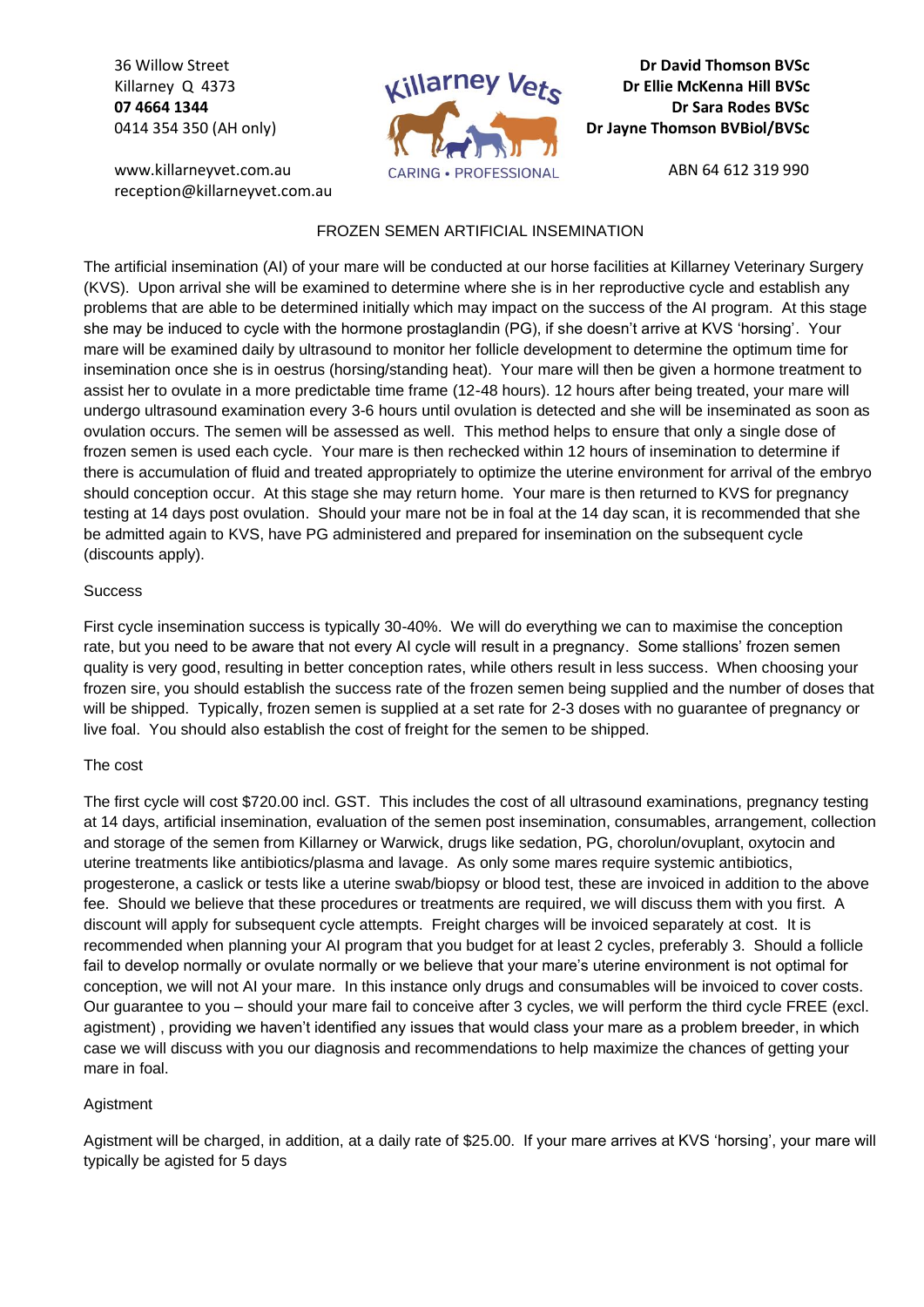36 Willow Street
Killarney Q 4373
**07 4664 1344**
0414 354 350 (AH only)

www.killarneyvet.com.au
reception@killarneyvet.com.au

Killarney Vets
CARING • PROFESSIONAL

**Dr David Thomson BVSc**
**Dr Ellie McKenna Hill BVSc**
**Dr Sara Rodes BVSc**
**Dr Jayne Thomson BVBiol/BVSc**

ABN 64 612 319 990

# FROZEN SEMEN ARTIFICIAL INSEMINATION

The artificial insemination (AI) of your mare will be conducted at our horse facilities at Killarney Veterinary Surgery (KVS). Upon arrival she will be examined to determine where she is in her reproductive cycle and establish any problems that are able to be determined initially which may impact on the success of the AI program. At this stage she may be induced to cycle with the hormone prostaglandin (PG), if she doesn't arrive at KVS 'horsing'. Your mare will be examined daily by ultrasound to monitor her follicle development to determine the optimum time for insemination once she is in oestrus (horsing/standing heat). Your mare will then be given a hormone treatment to assist her to ovulate in a more predictable time frame (12-48 hours). 12 hours after being treated, your mare will undergo ultrasound examination every 3-6 hours until ovulation is detected and she will be inseminated as soon as ovulation occurs. The semen will be assessed as well. This method helps to ensure that only a single dose of frozen semen is used each cycle. Your mare is then rechecked within 12 hours of insemination to determine if there is accumulation of fluid and treated appropriately to optimize the uterine environment for arrival of the embryo should conception occur. At this stage she may return home. Your mare is then returned to KVS for pregnancy testing at 14 days post ovulation. Should your mare not be in foal at the 14 day scan, it is recommended that she be admitted again to KVS, have PG administered and prepared for insemination on the subsequent cycle (discounts apply).

## Success

First cycle insemination success is typically 30-40%. We will do everything we can to maximise the conception rate, but you need to be aware that not every AI cycle will result in a pregnancy. Some stallions' frozen semen quality is very good, resulting in better conception rates, while others result in less success. When choosing your frozen sire, you should establish the success rate of the frozen semen being supplied and the number of doses that will be shipped. Typically, frozen semen is supplied at a set rate for 2-3 doses with no guarantee of pregnancy or live foal. You should also establish the cost of freight for the semen to be shipped.

## The cost

The first cycle will cost $720.00 incl. GST. This includes the cost of all ultrasound examinations, pregnancy testing at 14 days, artificial insemination, evaluation of the semen post insemination, consumables, arrangement, collection and storage of the semen from Killarney or Warwick, drugs like sedation, PG, chorolun/ovuplant, oxytocin and uterine treatments like antibiotics/plasma and lavage. As only some mares require systemic antibiotics, progesterone, a caslick or tests like a uterine swab/biopsy or blood test, these are invoiced in addition to the above fee. Should we believe that these procedures or treatments are required, we will discuss them with you first. A discount will apply for subsequent cycle attempts. Freight charges will be invoiced separately at cost. It is recommended when planning your AI program that you budget for at least 2 cycles, preferably 3. Should a follicle fail to develop normally or ovulate normally or we believe that your mare's uterine environment is not optimal for conception, we will not AI your mare. In this instance only drugs and consumables will be invoiced to cover costs. Our guarantee to you – should your mare fail to conceive after 3 cycles, we will perform the third cycle FREE (excl. agistment) , providing we haven't identified any issues that would class your mare as a problem breeder, in which case we will discuss with you our diagnosis and recommendations to help maximize the chances of getting your mare in foal.

## Agistment

Agistment will be charged, in addition, at a daily rate of $25.00. If your mare arrives at KVS 'horsing', your mare will typically be agisted for 5 days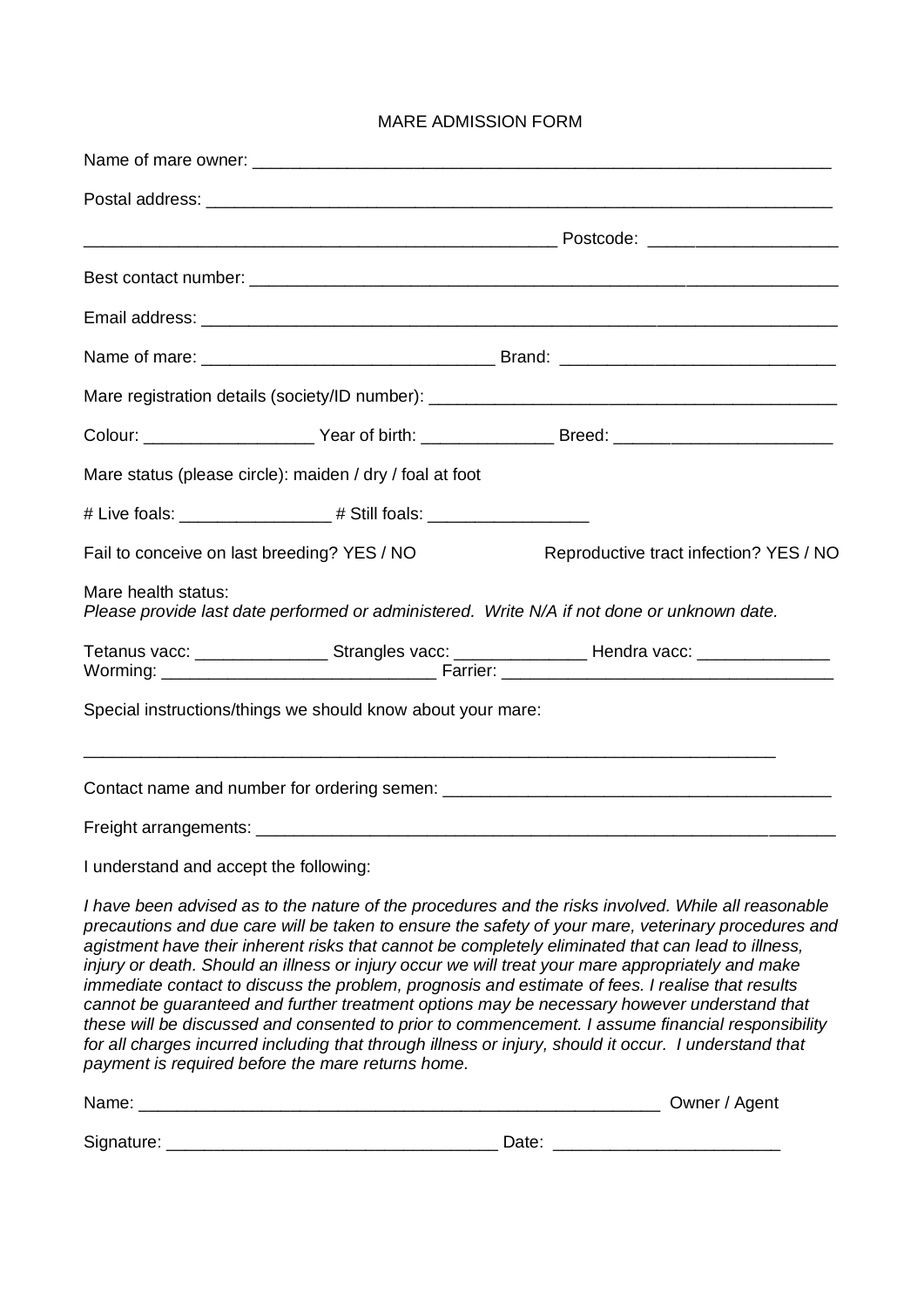MARE ADMISSION FORM

Name of mare owner: ______________________________________________________________

Postal address: ___________________________________________________________________

__________________________________________________ Postcode: ____________________

Best contact number: ______________________________________________________________

Email address: ___________________________________________________________________

Name of mare: ______________________________ Brand: ____________________________

Mare registration details (society/ID number): ___________________________________________

Colour: __________________ Year of birth: ______________ Breed: _______________________

Mare status (please circle): maiden / dry / foal at foot

# Live foals: ________________ # Still foals: _________________

Fail to conceive on last breeding? YES / NO                Reproductive tract infection? YES / NO

Mare health status:
*Please provide last date performed or administered. Write N/A if not done or unknown date.*

Tetanus vacc: ______________ Strangles vacc: ______________ Hendra vacc: ______________
Worming: ____________________________ Farrier: __________________________________

Special instructions/things we should know about your mare:

_________________________________________________________________________

Contact name and number for ordering semen: ________________________________________

Freight arrangements: ______________________________________________________________

I understand and accept the following:

*I have been advised as to the nature of the procedures and the risks involved. While all reasonable precautions and due care will be taken to ensure the safety of your mare, veterinary procedures and agistment have their inherent risks that cannot be completely eliminated that can lead to illness, injury or death. Should an illness or injury occur we will treat your mare appropriately and make immediate contact to discuss the problem, prognosis and estimate of fees. I realise that results cannot be guaranteed and further treatment options may be necessary however understand that these will be discussed and consented to prior to commencement. I assume financial responsibility for all charges incurred including that through illness or injury, should it occur. I understand that payment is required before the mare returns home.*

Name: ________________________________________________________ Owner / Agent

Signature: __________________________________ Date: ________________________